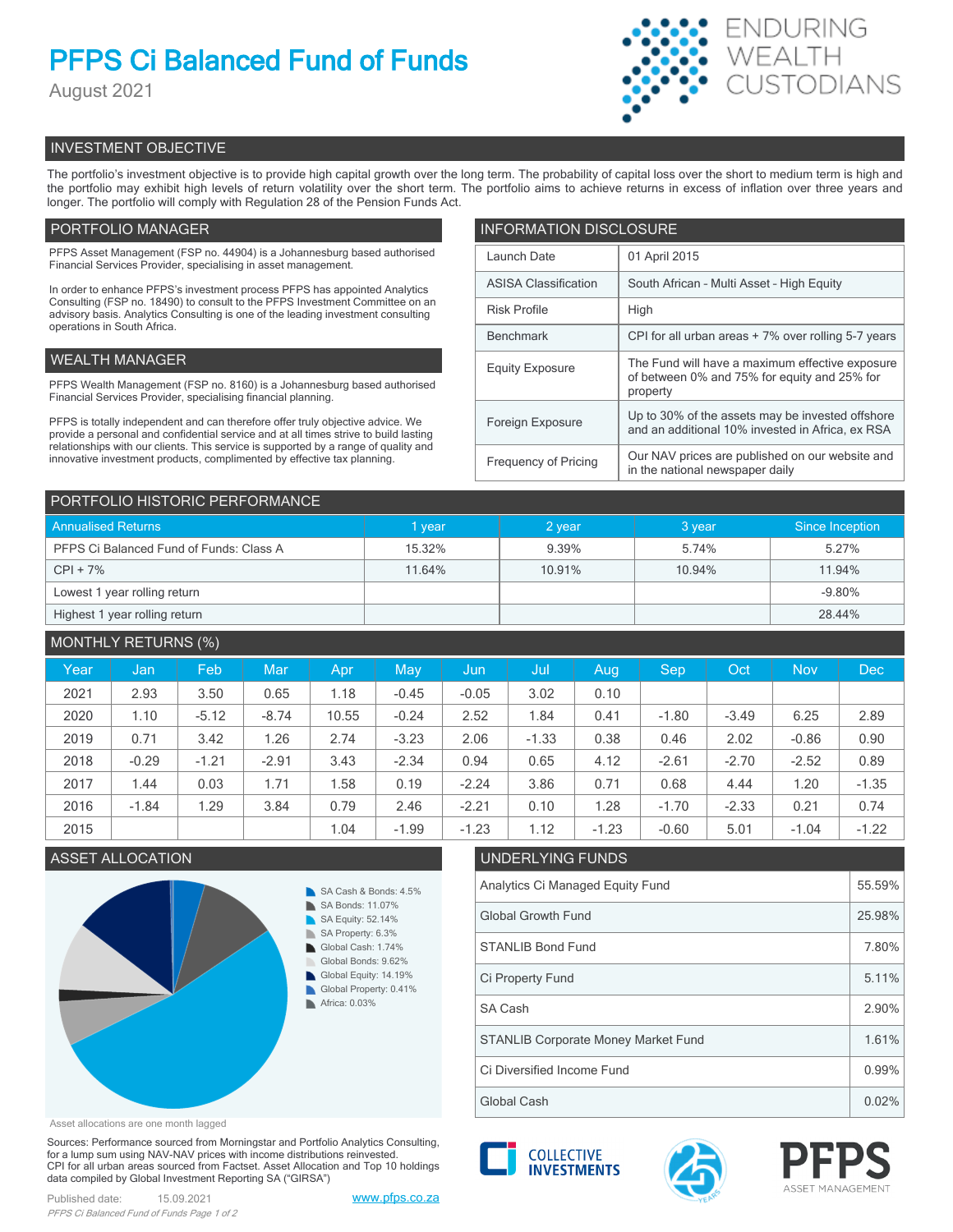# PFPS Ci Balanced Fund of Funds

August 2021

ENDURING WEALTH CUSTODIANS

## INVESTMENT OBJECTIVE

The portfolio's investment objective is to provide high capital growth over the long term. The probability of capital loss over the short to medium term is high and the portfolio may exhibit high levels of return volatility over the short term. The portfolio aims to achieve returns in excess of inflation over three years and longer. The portfolio will comply with Regulation 28 of the Pension Funds Act.

## PORTFOLIO MANAGER

PFPS Asset Management (FSP no. 44904) is a Johannesburg based authorised Financial Services Provider, specialising in asset management.

In order to enhance PFPS's investment process PFPS has appointed Analytics Consulting (FSP no. 18490) to consult to the PFPS Investment Committee on an advisory basis. Analytics Consulting is one of the leading investment consulting operations in South Africa.

## WEALTH MANAGER

PFPS Wealth Management (FSP no. 8160) is a Johannesburg based authorised Financial Services Provider, specialising financial planning.

PFPS is totally independent and can therefore offer truly objective advice. We provide a personal and confidential service and at all times strive to build lasting relationships with our clients. This service is supported by a range of quality and innovative investment products, complimented by effective tax planning.

## INFORMATION DISCLOSURE

| | |
|---|---|
| Launch Date | 01 April 2015 |
| ASISA Classification | South African - Multi Asset - High Equity |
| Risk Profile | High |
| Benchmark | CPI for all urban areas + 7% over rolling 5-7 years |
| Equity Exposure | The Fund will have a maximum effective exposure of between 0% and 75% for equity and 25% for property |
| Foreign Exposure | Up to 30% of the assets may be invested offshore and an additional 10% invested in Africa, ex RSA |
| Frequency of Pricing | Our NAV prices are published on our website and in the national newspaper daily |

## PORTFOLIO HISTORIC PERFORMANCE

| Annualised Returns | 1 year | 2 year | 3 year | Since Inception |
|---|---|---|---|---|
| PFPS Ci Balanced Fund of Funds: Class A | 15.32% | 9.39% | 5.74% | 5.27% |
| CPI + 7% | 11.64% | 10.91% | 10.94% | 11.94% |
| Lowest 1 year rolling return | | | | -9.80% |
| Highest 1 year rolling return | | | | 28.44% |

## MONTHLY RETURNS (%)

| Year | Jan | Feb | Mar | Apr | May | Jun | Jul | Aug | Sep | Oct | Nov | Dec |
|---|---|---|---|---|---|---|---|---|---|---|---|---|
| 2021 | 2.93 | 3.50 | 0.65 | 1.18 | -0.45 | -0.05 | 3.02 | 0.10 | | | | |
| 2020 | 1.10 | -5.12 | -8.74 | 10.55 | -0.24 | 2.52 | 1.84 | 0.41 | -1.80 | -3.49 | 6.25 | 2.89 |
| 2019 | 0.71 | 3.42 | 1.26 | 2.74 | -3.23 | 2.06 | -1.33 | 0.38 | 0.46 | 2.02 | -0.86 | 0.90 |
| 2018 | -0.29 | -1.21 | -2.91 | 3.43 | -2.34 | 0.94 | 0.65 | 4.12 | -2.61 | -2.70 | -2.52 | 0.89 |
| 2017 | 1.44 | 0.03 | 1.71 | 1.58 | 0.19 | -2.24 | 3.86 | 0.71 | 0.68 | 4.44 | 1.20 | -1.35 |
| 2016 | -1.84 | 1.29 | 3.84 | 0.79 | 2.46 | -2.21 | 0.10 | 1.28 | -1.70 | -2.33 | 0.21 | 0.74 |
| 2015 | | | | 1.04 | -1.99 | -1.23 | 1.12 | -1.23 | -0.60 | 5.01 | -1.04 | -1.22 |

## ASSET ALLOCATION

- SA Cash & Bonds: 4.5%
- SA Bonds: 11.07%
- SA Equity: 52.14%
- SA Property: 6.3%
- Global Cash: 1.74%
- Global Bonds: 9.62%
- Global Equity: 14.19%
- Global Property: 0.41%
- Africa: 0.03%

Asset allocations are one month lagged

## UNDERLYING FUNDS

| Fund | % |
|---|---|
| Analytics Ci Managed Equity Fund | 55.59% |
| Global Growth Fund | 25.98% |
| STANLIB Bond Fund | 7.80% |
| Ci Property Fund | 5.11% |
| SA Cash | 2.90% |
| STANLIB Corporate Money Market Fund | 1.61% |
| Ci Diversified Income Fund | 0.99% |
| Global Cash | 0.02% |

Sources: Performance sourced from Morningstar and Portfolio Analytics Consulting, for a lump sum using NAV-NAV prices with income distributions reinvested. CPI for all urban areas sourced from Factset. Asset Allocation and Top 10 holdings data compiled by Global Investment Reporting SA ("GIRSA")

Published date: 15.09.2021

www.pfps.co.za

COLLECTIVE INVESTMENTS

PFPS ASSET MANAGEMENT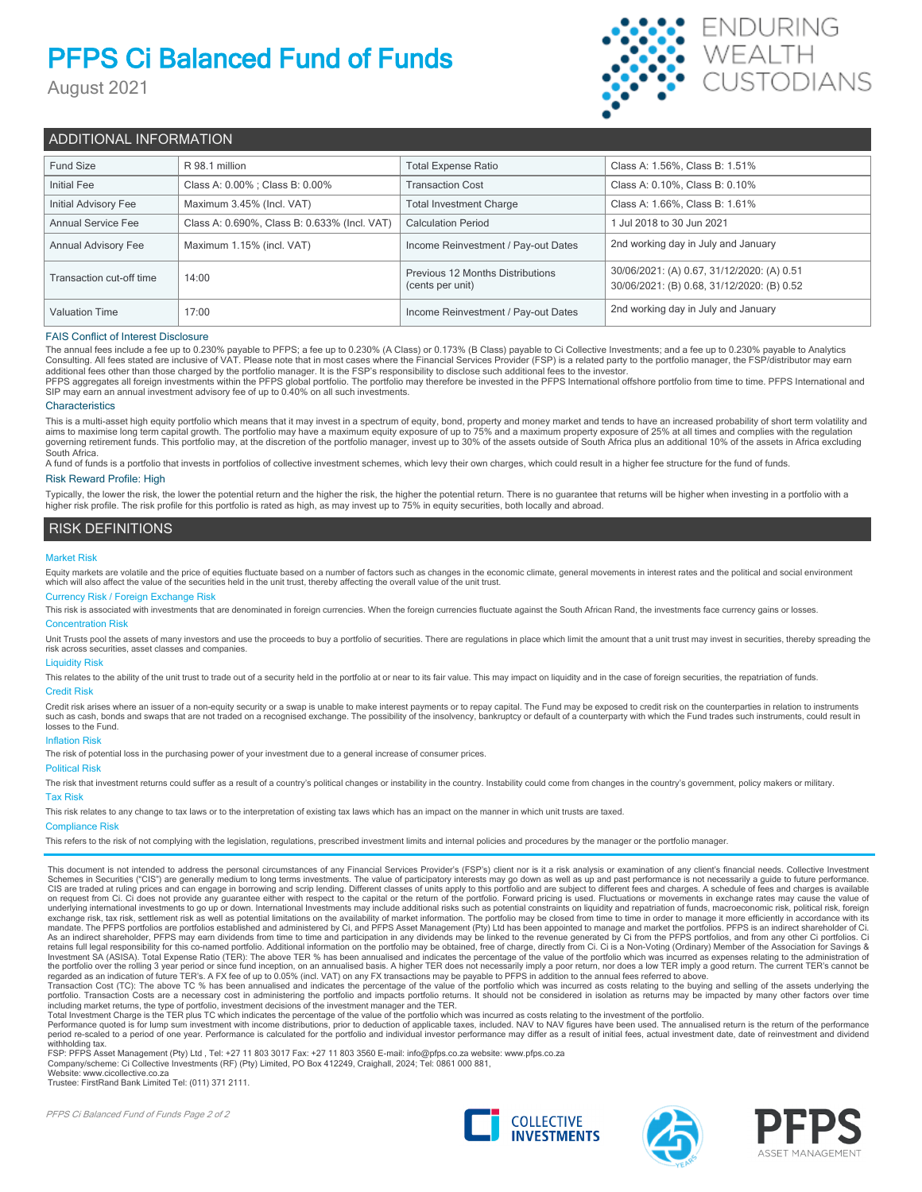# PFPS Ci Balanced Fund of Funds

August 2021

## ADDITIONAL INFORMATION

| | | | |
|---|---|---|---|
| Fund Size | R 98.1 million | Total Expense Ratio | Class A: 1.56%, Class B: 1.51% |
| Initial Fee | Class A: 0.00% ; Class B: 0.00% | Transaction Cost | Class A: 0.10%, Class B: 0.10% |
| Initial Advisory Fee | Maximum 3.45% (Incl. VAT) | Total Investment Charge | Class A: 1.66%, Class B: 1.61% |
| Annual Service Fee | Class A: 0.690%, Class B: 0.633% (Incl. VAT) | Calculation Period | 1 Jul 2018 to 30 Jun 2021 |
| Annual Advisory Fee | Maximum 1.15% (incl. VAT) | Income Reinvestment / Pay-out Dates | 2nd working day in July and January |
| Transaction cut-off time | 14:00 | Previous 12 Months Distributions (cents per unit) | 30/06/2021: (A) 0.67, 31/12/2020: (A) 0.51<br>30/06/2021: (B) 0.68, 31/12/2020: (B) 0.52 |
| Valuation Time | 17:00 | Income Reinvestment / Pay-out Dates | 2nd working day in July and January |

### FAIS Conflict of Interest Disclosure

The annual fees include a fee up to 0.230% payable to PFPS; a fee up to 0.230% (A Class) or 0.173% (B Class) payable to Ci Collective Investments; and a fee up to 0.230% payable to Analytics Consulting. All fees stated are inclusive of VAT. Please note that in most cases where the Financial Services Provider (FSP) is a related party to the portfolio manager, the FSP/distributor may earn additional fees other than those charged by the portfolio manager. It is the FSP's responsibility to disclose such additional fees to the investor.
PFPS aggregates all foreign investments within the PFPS global portfolio. The portfolio may therefore be invested in the PFPS International offshore portfolio from time to time. PFPS International and SIP may earn an annual investment advisory fee of up to 0.40% on all such investments.

### Characteristics

This is a multi-asset high equity portfolio which means that it may invest in a spectrum of equity, bond, property and money market and tends to have an increased probability of short term volatility and aims to maximise long term capital growth. The portfolio may have a maximum equity exposure of up to 75% and a maximum property exposure of 25% at all times and complies with the regulation governing retirement funds. This portfolio may, at the discretion of the portfolio manager, invest up to 30% of the assets outside of South Africa plus an additional 10% of the assets in Africa excluding South Africa.
A fund of funds is a portfolio that invests in portfolios of collective investment schemes, which levy their own charges, which could result in a higher fee structure for the fund of funds.

### Risk Reward Profile: High

Typically, the lower the risk, the lower the potential return and the higher the risk, the higher the potential return. There is no guarantee that returns will be higher when investing in a portfolio with a higher risk profile. The risk profile for this portfolio is rated as high, as may invest up to 75% in equity securities, both locally and abroad.

## RISK DEFINITIONS

### Market Risk

Equity markets are volatile and the price of equities fluctuate based on a number of factors such as changes in the economic climate, general movements in interest rates and the political and social environment which will also affect the value of the securities held in the unit trust, thereby affecting the overall value of the unit trust.

### Currency Risk / Foreign Exchange Risk

This risk is associated with investments that are denominated in foreign currencies. When the foreign currencies fluctuate against the South African Rand, the investments face currency gains or losses.

### Concentration Risk

Unit Trusts pool the assets of many investors and use the proceeds to buy a portfolio of securities. There are regulations in place which limit the amount that a unit trust may invest in securities, thereby spreading the risk across securities, asset classes and companies.

### Liquidity Risk

This relates to the ability of the unit trust to trade out of a security held in the portfolio at or near to its fair value. This may impact on liquidity and in the case of foreign securities, the repatriation of funds.

### Credit Risk

Credit risk arises where an issuer of a non-equity security or a swap is unable to make interest payments or to repay capital. The Fund may be exposed to credit risk on the counterparties in relation to instruments such as cash, bonds and swaps that are not traded on a recognised exchange. The possibility of the insolvency, bankruptcy or default of a counterparty with which the Fund trades such instruments, could result in losses to the Fund.

### Inflation Risk

The risk of potential loss in the purchasing power of your investment due to a general increase of consumer prices.

### Political Risk

The risk that investment returns could suffer as a result of a country's political changes or instability in the country. Instability could come from changes in the country's government, policy makers or military.

### Tax Risk

This risk relates to any change to tax laws or to the interpretation of existing tax laws which has an impact on the manner in which unit trusts are taxed.

### Compliance Risk

This refers to the risk of not complying with the legislation, regulations, prescribed investment limits and internal policies and procedures by the manager or the portfolio manager.

This document is not intended to address the personal circumstances of any Financial Services Provider's (FSP's) client nor is it a risk analysis or examination of any client's financial needs. Collective Investment Schemes in Securities ("CIS") are generally medium to long terms investments. The value of participatory interests may go down as well as up and past performance is not necessarily a guide to future performance. CIS are traded at ruling prices and can engage in borrowing and scrip lending. Different classes of units apply to this portfolio and are subject to different fees and charges. A schedule of fees and charges is available on request from Ci. Ci does not provide any guarantee either with respect to the capital or the return of the portfolio. Forward pricing is used. Fluctuations or movements in exchange rates may cause the value of underlying international investments to go up or down. International Investments may include additional risks such as potential constraints on liquidity and repatriation of funds, macroeconomic risk, political risk, foreign exchange risk, tax risk, settlement risk as well as potential limitations on the availability of market information. The portfolio may be closed from time to time in order to manage it more efficiently in accordance with its mandate. The PFPS portfolios are portfolios established and administered by Ci, and PFPS Asset Management (Pty) Ltd has been appointed to manage and market the portfolios. PFPS is an indirect shareholder of Ci. As an indirect shareholder, PFPS may earn dividends from time to time and participation in any dividends may be linked to the revenue generated by Ci from the PFPS portfolios, and from any other Ci portfolios. Ci retains full legal responsibility for this co-named portfolio. Additional information on the portfolio may be obtained, free of charge, directly from Ci. Ci is a Non-Voting (Ordinary) Member of the Association for Savings & Investment SA (ASISA). Total Expense Ratio (TER): The above TER % has been annualised and indicates the percentage of the value of the portfolio which was incurred as expenses relating to the administration of the portfolio over the rolling 3 year period or since fund inception, on an annualised basis. A higher TER does not necessarily imply a poor return, nor does a low TER imply a good return. The current TER's cannot be regarded as an indication of future TER's. A FX fee of up to 0.05% (incl. VAT) on any FX transactions may be payable to PFPS in addition to the annual fees referred to above.
Transaction Cost (TC): The above TC % has been annualised and indicates the percentage of the value of the portfolio which was incurred as costs relating to the buying and selling of the assets underlying the portfolio. Transaction Costs are a necessary cost in administering the portfolio and impacts portfolio returns. It should not be considered in isolation as returns may be impacted by many other factors over time including market returns, the type of portfolio, investment decisions of the investment manager and the TER.
Total Investment Charge is the TER plus TC which indicates the percentage of the value of the portfolio which was incurred as costs relating to the investment of the portfolio.
Performance quoted is for lump sum investment with income distributions, prior to deduction of applicable taxes, included. NAV to NAV figures have been used. The annualised return is the return of the performance period re-scaled to a period of one year. Performance is calculated for the portfolio and individual investor performance may differ as a result of initial fees, actual investment date, date of reinvestment and dividend withholding tax.
FSP: PFPS Asset Management (Pty) Ltd , Tel: +27 11 803 3017 Fax: +27 11 803 3560 E-mail: info@pfps.co.za website: www.pfps.co.za
Company/scheme: Ci Collective Investments (RF) (Pty) Limited, PO Box 412249, Craighall, 2024; Tel: 0861 000 881,
Website: www.cicollective.co.za
Trustee: FirstRand Bank Limited Tel: (011) 371 2111.